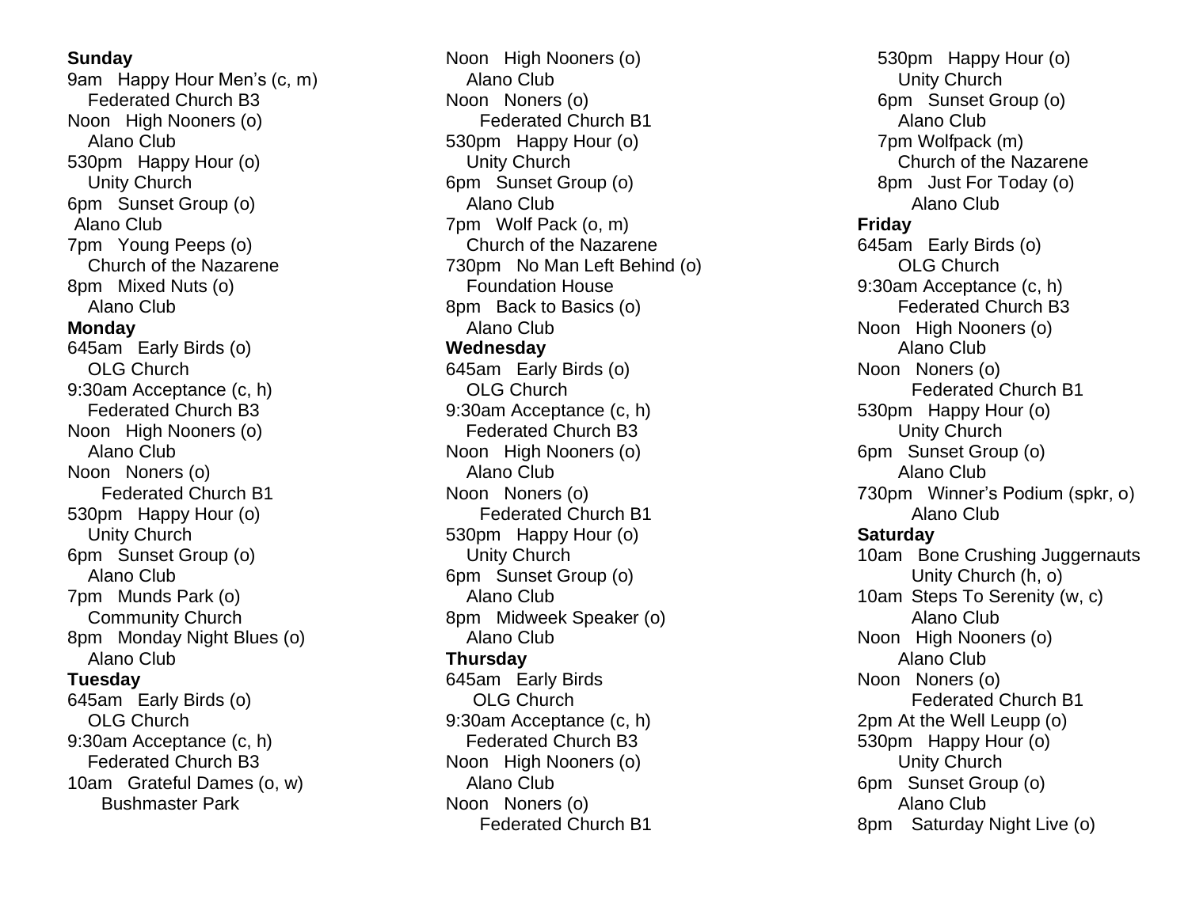**Sunday**

9am Happy Hour Men's (c, m)
Federated Church B3

Noon High Nooners (o)
Alano Club

530pm Happy Hour (o)
Unity Church

6pm Sunset Group (o)
Alano Club

7pm Young Peeps (o)
Church of the Nazarene

8pm Mixed Nuts (o)
Alano Club

**Monday**

645am Early Birds (o)
OLG Church

9:30am Acceptance (c, h)
Federated Church B3

Noon High Nooners (o)
Alano Club

Noon Noners (o)
Federated Church B1

530pm Happy Hour (o)
Unity Church

6pm Sunset Group (o)
Alano Club

7pm Munds Park (o)
Community Church

8pm Monday Night Blues (o)
Alano Club

**Tuesday**

645am Early Birds (o)
OLG Church

9:30am Acceptance (c, h)
Federated Church B3

10am Grateful Dames (o, w)
Bushmaster Park

Noon High Nooners (o)
Alano Club

Noon Noners (o)
Federated Church B1

530pm Happy Hour (o)
Unity Church

6pm Sunset Group (o)
Alano Club

7pm Wolf Pack (o, m)
Church of the Nazarene

730pm No Man Left Behind (o)
Foundation House

8pm Back to Basics (o)
Alano Club

**Wednesday**

645am Early Birds (o)
OLG Church

9:30am Acceptance (c, h)
Federated Church B3

Noon High Nooners (o)
Alano Club

Noon Noners (o)
Federated Church B1

530pm Happy Hour (o)
Unity Church

6pm Sunset Group (o)
Alano Club

8pm Midweek Speaker (o)
Alano Club

**Thursday**

645am Early Birds
OLG Church

9:30am Acceptance (c, h)
Federated Church B3

Noon High Nooners (o)
Alano Club

Noon Noners (o)
Federated Church B1

530pm Happy Hour (o)
Unity Church

6pm Sunset Group (o)
Alano Club

7pm Wolfpack (m)
Church of the Nazarene

8pm Just For Today (o)
Alano Club

**Friday**

645am Early Birds (o)
OLG Church

9:30am Acceptance (c, h)
Federated Church B3

Noon High Nooners (o)
Alano Club

Noon Noners (o)
Federated Church B1

530pm Happy Hour (o)
Unity Church

6pm Sunset Group (o)
Alano Club

730pm Winner's Podium (spkr, o)
Alano Club

**Saturday**

10am Bone Crushing Juggernauts
Unity Church (h, o)

10am Steps To Serenity (w, c)
Alano Club

Noon High Nooners (o)
Alano Club

Noon Noners (o)
Federated Church B1

2pm At the Well Leupp (o)

530pm Happy Hour (o)
Unity Church

6pm Sunset Group (o)
Alano Club

8pm Saturday Night Live (o)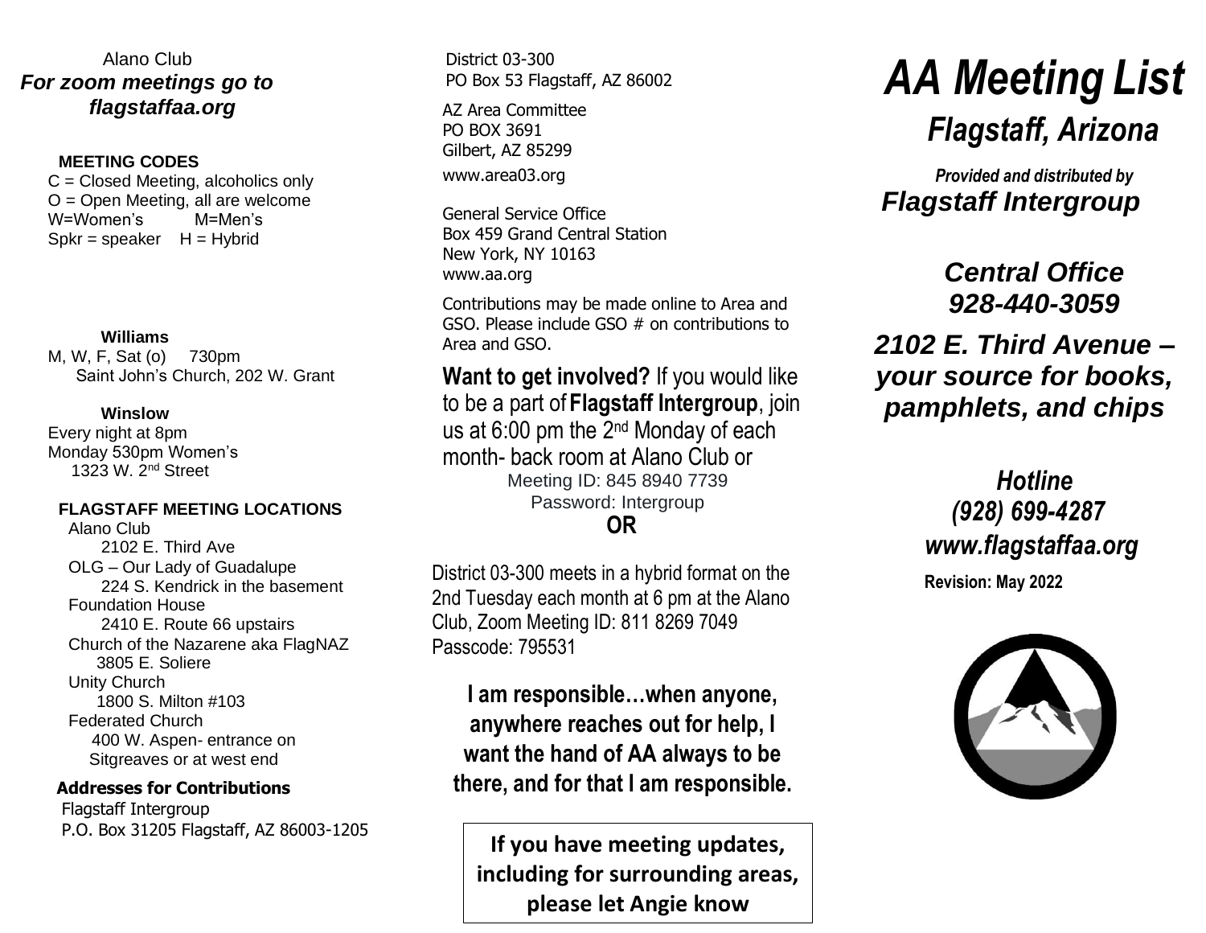Alano Club

***For zoom meetings go to flagstaffaa.org***

**MEETING CODES**

C = Closed Meeting, alcoholics only
O = Open Meeting, all are welcome
W=Women's M=Men's
Spkr = speaker H = Hybrid

**Williams**

M, W, F, Sat (o) 730pm
Saint John's Church, 202 W. Grant

**Winslow**

Every night at 8pm
Monday 530pm Women's
1323 W. 2nd Street

**FLAGSTAFF MEETING LOCATIONS**

Alano Club
2102 E. Third Ave
OLG – Our Lady of Guadalupe
224 S. Kendrick in the basement
Foundation House
2410 E. Route 66 upstairs
Church of the Nazarene aka FlagNAZ
3805 E. Soliere
Unity Church
1800 S. Milton #103
Federated Church
400 W. Aspen- entrance on Sitgreaves or at west end

**Addresses for Contributions**

Flagstaff Intergroup
P.O. Box 31205 Flagstaff, AZ 86003-1205

District 03-300
PO Box 53 Flagstaff, AZ 86002

AZ Area Committee
PO BOX 3691
Gilbert, AZ 85299
www.area03.org

General Service Office
Box 459 Grand Central Station
New York, NY 10163
www.aa.org

Contributions may be made online to Area and GSO. Please include GSO # on contributions to Area and GSO.

**Want to get involved?** If you would like to be a part of **Flagstaff Intergroup**, join us at 6:00 pm the 2nd Monday of each month- back room at Alano Club or
Meeting ID: 845 8940 7739
Password: Intergroup

**OR**

District 03-300 meets in a hybrid format on the 2nd Tuesday each month at 6 pm at the Alano Club, Zoom Meeting ID: 811 8269 7049 Passcode: 795531

**I am responsible…when anyone, anywhere reaches out for help, I want the hand of AA always to be there, and for that I am responsible.**

**If you have meeting updates, including for surrounding areas, please let Angie know**

# *AA Meeting List*

## *Flagstaff, Arizona*

***Provided and distributed by***

***Flagstaff Intergroup***

***Central Office 928-440-3059***

***2102 E. Third Avenue – your source for books, pamphlets, and chips***

***Hotline (928) 699-4287 www.flagstaffaa.org***

**Revision: May 2022**